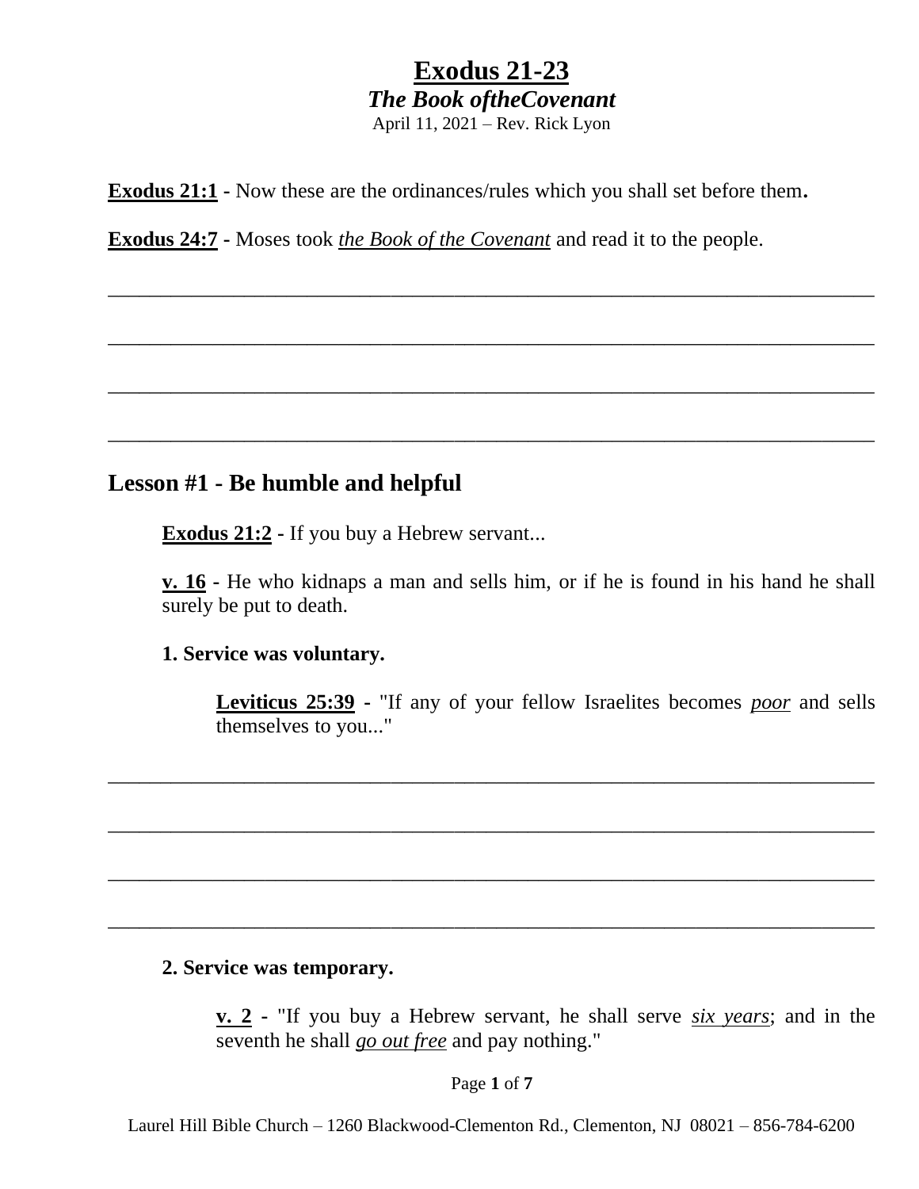# Exodus 21-23

## *The Book oftheCovenant*

April 11, 2021 – Rev. Rick Lyon

**Exodus 21:1 -** Now these are the ordinances/rules which you shall set before them**.**

**Exodus 24:7** - Moses took *the Book of the Covenant* and read it to the people.

______________________________________________________________________________

______________________________________________________________________________

______________________________________________________________________________

______________________________________________________________________________

## Lesson #1 - Be humble and helpful

**Exodus 21:2** - If you buy a Hebrew servant...

**v. 16** - He who kidnaps a man and sells him, or if he is found in his hand he shall surely be put to death.

**1. Service was voluntary.**

**Leviticus 25:39** - "If any of your fellow Israelites becomes *poor* and sells themselves to you..."

______________________________________________________________________________

______________________________________________________________________________

______________________________________________________________________________

______________________________________________________________________________

**2. Service was temporary.**

**v. 2** - "If you buy a Hebrew servant, he shall serve *six years*; and in the seventh he shall *go out free* and pay nothing."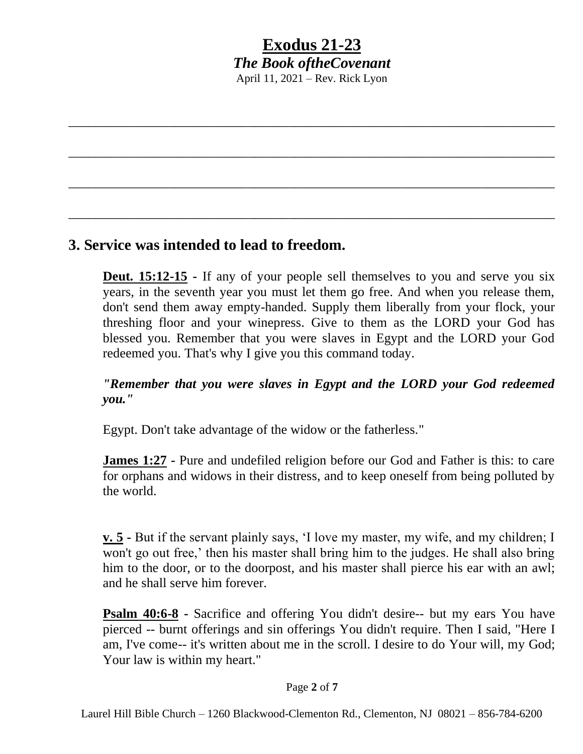# Exodus 21-23

***The Book oftheCovenant***

April 11, 2021 – Rev. Rick Lyon

___________________________________________________________________________

___________________________________________________________________________

___________________________________________________________________________

___________________________________________________________________________

## 3. Service was intended to lead to freedom.

**Deut. 15:12-15** - If any of your people sell themselves to you and serve you six years, in the seventh year you must let them go free. And when you release them, don't send them away empty-handed. Supply them liberally from your flock, your threshing floor and your winepress. Give to them as the LORD your God has blessed you. Remember that you were slaves in Egypt and the LORD your God redeemed you. That's why I give you this command today.

***"Remember that you were slaves in Egypt and the LORD your God redeemed you."***

Egypt. Don't take advantage of the widow or the fatherless."

**James 1:27** - Pure and undefiled religion before our God and Father is this: to care for orphans and widows in their distress, and to keep oneself from being polluted by the world.

**v. 5** - But if the servant plainly says, 'I love my master, my wife, and my children; I won't go out free,' then his master shall bring him to the judges. He shall also bring him to the door, or to the doorpost, and his master shall pierce his ear with an awl; and he shall serve him forever.

**Psalm 40:6-8** - Sacrifice and offering You didn't desire-- but my ears You have pierced -- burnt offerings and sin offerings You didn't require. Then I said, "Here I am, I've come-- it's written about me in the scroll. I desire to do Your will, my God; Your law is within my heart."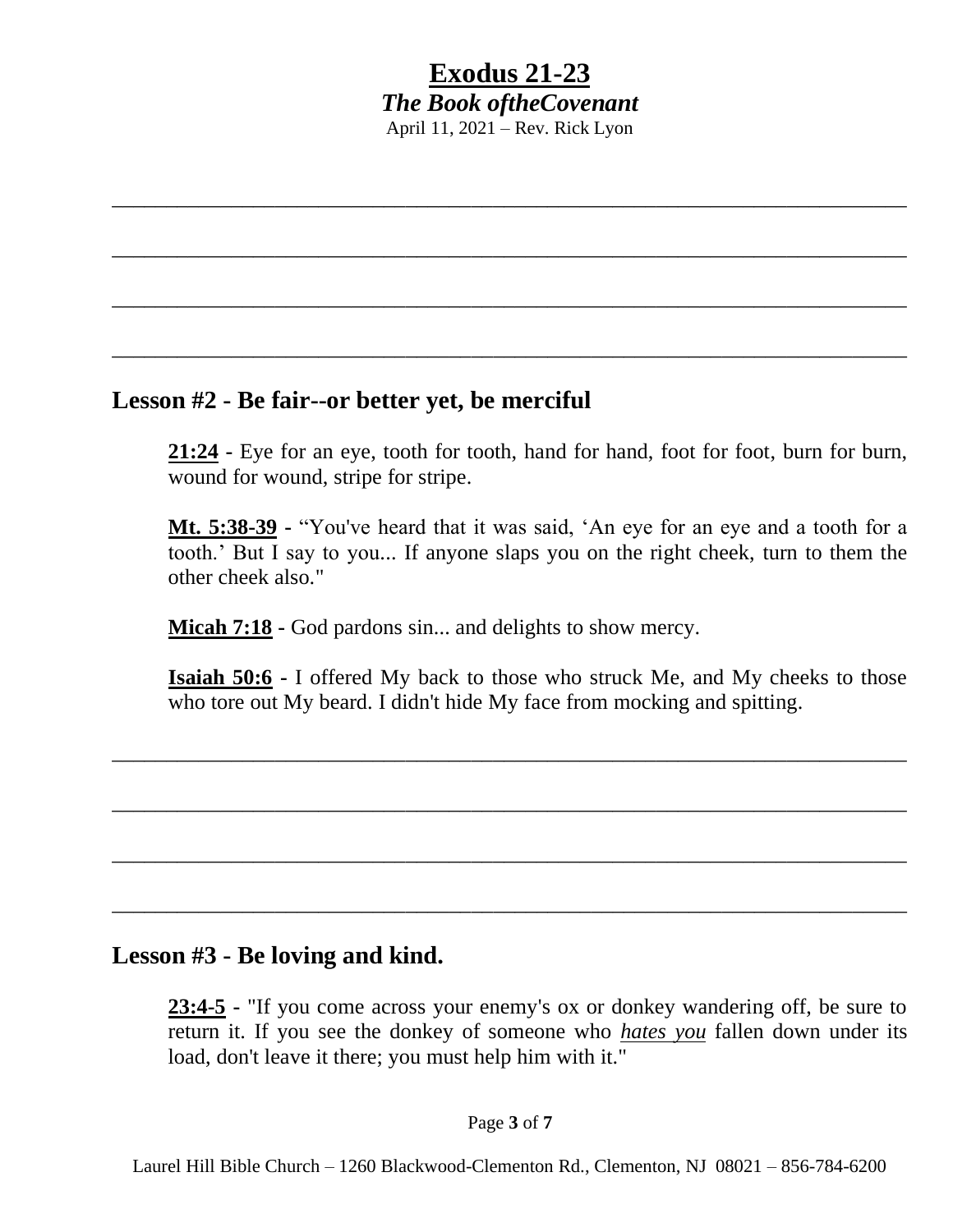## Lesson #2 - Be fair--or better yet, be merciful

**21:24** - Eye for an eye, tooth for tooth, hand for hand, foot for foot, burn for burn, wound for wound, stripe for stripe.

**Mt. 5:38-39** - "You've heard that it was said, 'An eye for an eye and a tooth for a tooth.' But I say to you... If anyone slaps you on the right cheek, turn to them the other cheek also."

**Micah 7:18** - God pardons sin... and delights to show mercy.

**Isaiah 50:6** - I offered My back to those who struck Me, and My cheeks to those who tore out My beard. I didn't hide My face from mocking and spitting.

## Lesson #3 - Be loving and kind.

**23:4-5** - "If you come across your enemy's ox or donkey wandering off, be sure to return it. If you see the donkey of someone who ***hates you*** fallen down under its load, don't leave it there; you must help him with it."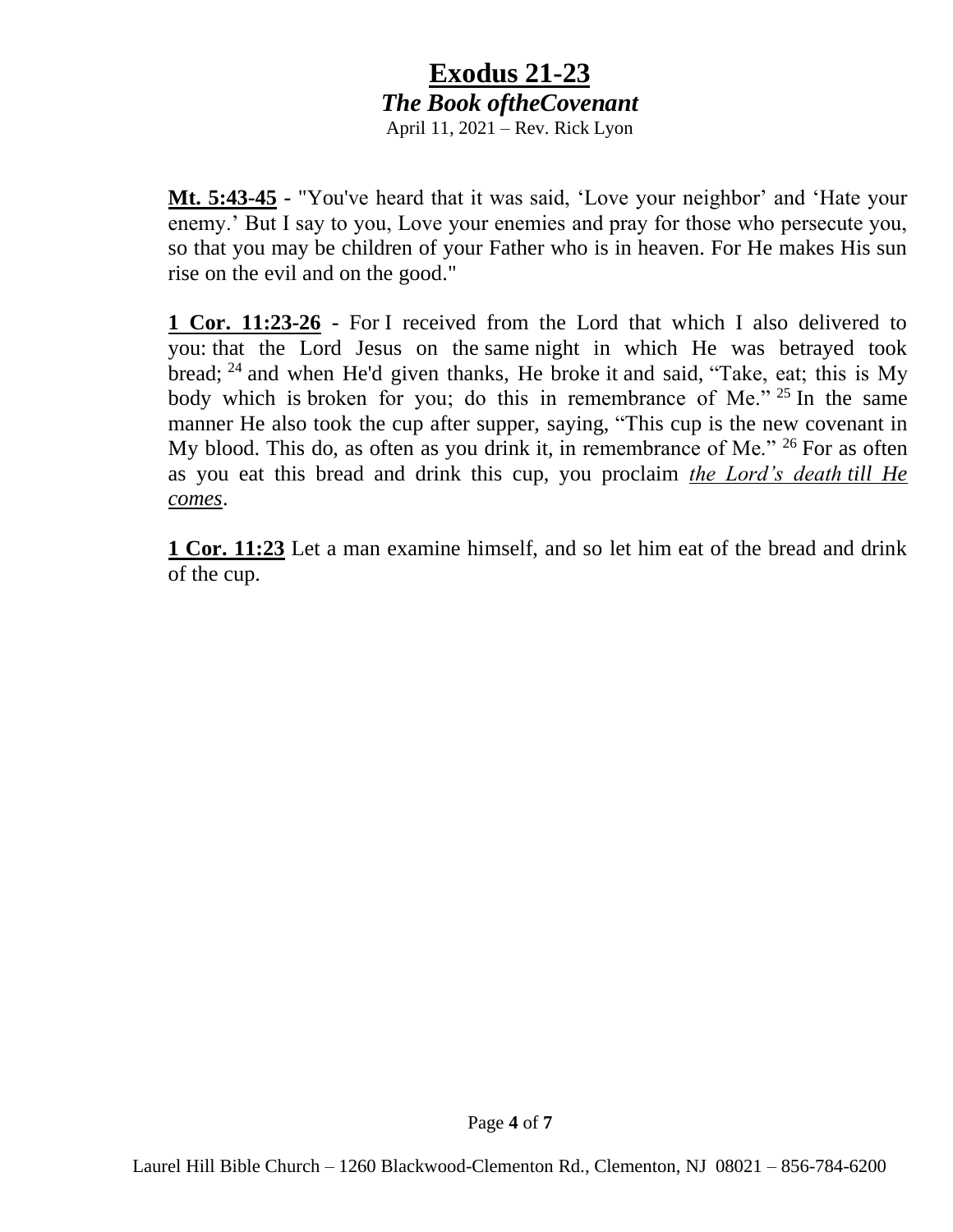# Exodus 21-23

## *The Book oftheCovenant*

April 11, 2021 – Rev. Rick Lyon

**Mt. 5:43-45** - "You've heard that it was said, 'Love your neighbor' and 'Hate your enemy.' But I say to you, Love your enemies and pray for those who persecute you, so that you may be children of your Father who is in heaven. For He makes His sun rise on the evil and on the good."

**1 Cor. 11:23-26** - For I received from the Lord that which I also delivered to you: that the Lord Jesus on the same night in which He was betrayed took bread; [24] and when He'd given thanks, He broke it and said, "Take, eat; this is My body which is broken for you; do this in remembrance of Me." [25] In the same manner He also took the cup after supper, saying, "This cup is the new covenant in My blood. This do, as often as you drink it, in remembrance of Me." [26] For as often as you eat this bread and drink this cup, you proclaim *the Lord's death till He comes*.

**1 Cor. 11:23** Let a man examine himself, and so let him eat of the bread and drink of the cup.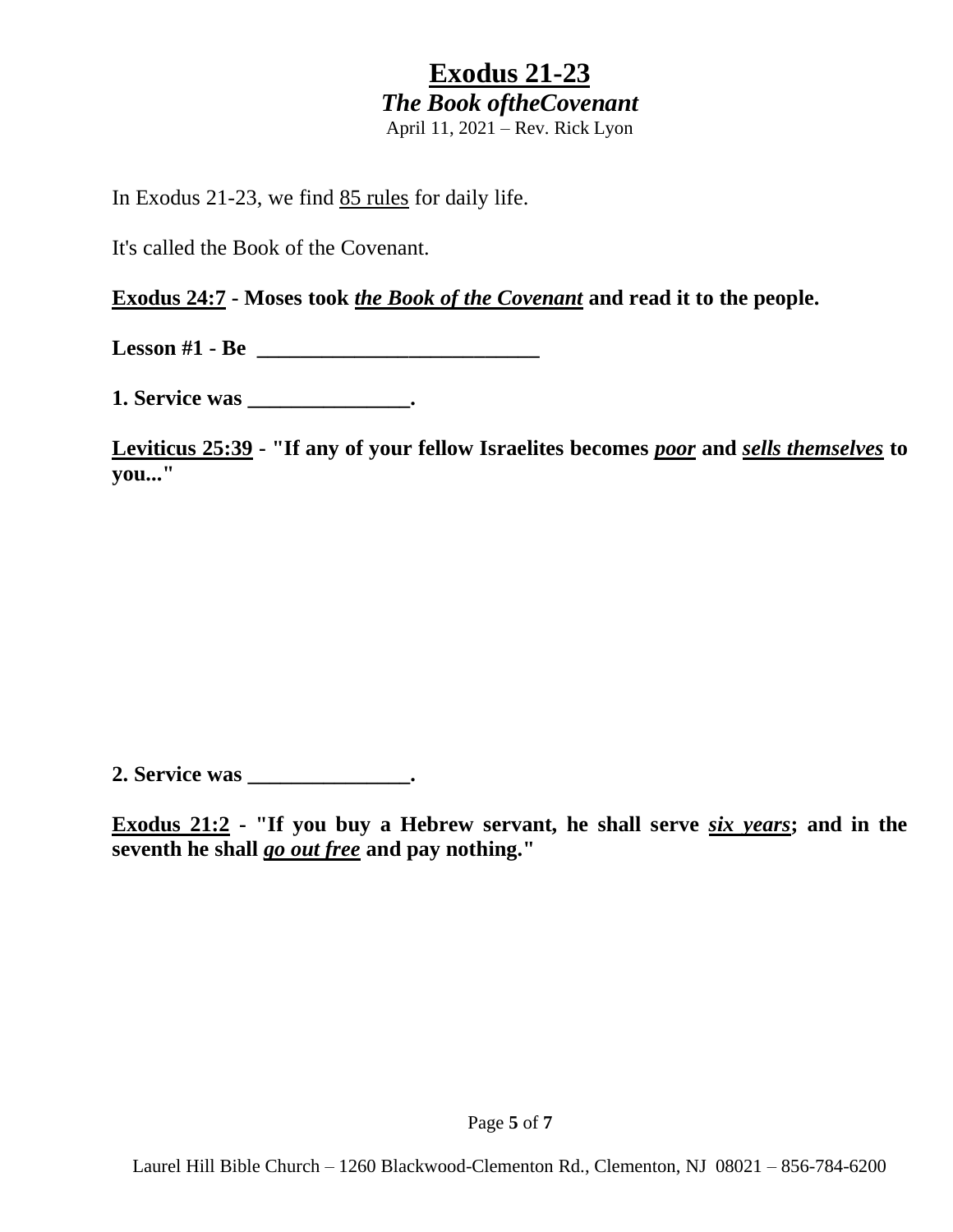# Exodus 21-23

## *The Book oftheCovenant*

April 11, 2021 – Rev. Rick Lyon

In Exodus 21-23, we find 85 rules for daily life.

It's called the Book of the Covenant.

**Exodus 24:7 - Moses took *the Book of the Covenant* and read it to the people.**

**Lesson #1 - Be ___________________________**

**1. Service was _______________.**

**Leviticus 25:39 - "If any of your fellow Israelites becomes *poor* and *sells themselves* to you..."**

**2. Service was _______________.**

**Exodus 21:2 - "If you buy a Hebrew servant, he shall serve *six years*; and in the seventh he shall *go out free* and pay nothing."**

Laurel Hill Bible Church – 1260 Blackwood-Clementon Rd., Clementon, NJ 08021 – 856-784-6200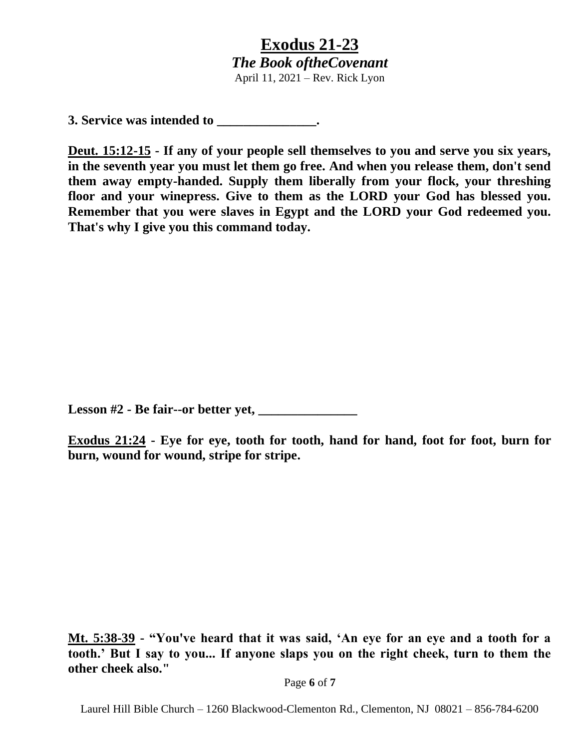**3. Service was intended to _______________.**

**<u>Deut. 15:12-15</u> - If any of your people sell themselves to you and serve you six years, in the seventh year you must let them go free. And when you release them, don't send them away empty-handed. Supply them liberally from your flock, your threshing floor and your winepress. Give to them as the LORD your God has blessed you. Remember that you were slaves in Egypt and the LORD your God redeemed you. That's why I give you this command today.**

**Lesson #2 - Be fair--or better yet, _______________**

**<u>Exodus 21:24</u> - Eye for eye, tooth for tooth, hand for hand, foot for foot, burn for burn, wound for wound, stripe for stripe.**

**<u>Mt. 5:38-39</u> - "You've heard that it was said, 'An eye for an eye and a tooth for a tooth.' But I say to you... If anyone slaps you on the right cheek, turn to them the other cheek also."**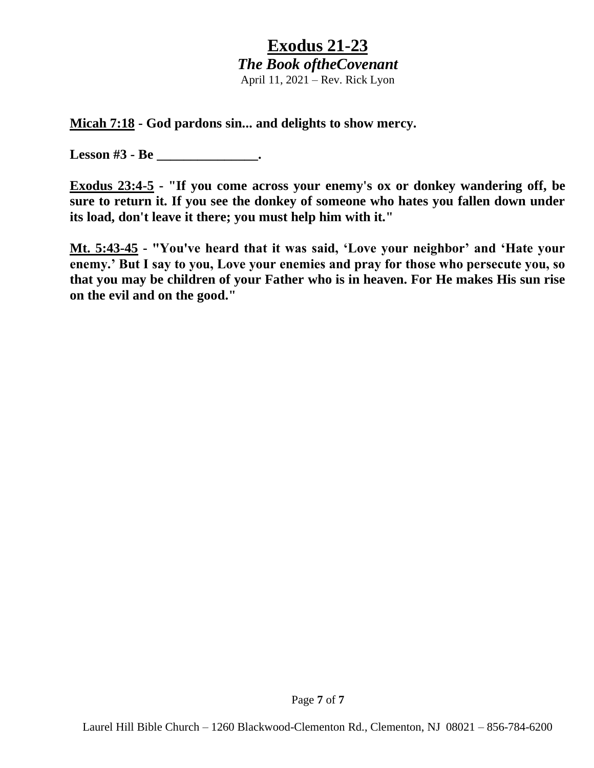# Exodus 21-23

***The Book oftheCovenant***

April 11, 2021 – Rev. Rick Lyon

**Micah 7:18 - God pardons sin... and delights to show mercy.**

**Lesson #3 - Be _______________.**

**Exodus 23:4-5 - "If you come across your enemy's ox or donkey wandering off, be sure to return it. If you see the donkey of someone who hates you fallen down under its load, don't leave it there; you must help him with it."**

**Mt. 5:43-45 - "You've heard that it was said, 'Love your neighbor' and 'Hate your enemy.' But I say to you, Love your enemies and pray for those who persecute you, so that you may be children of your Father who is in heaven. For He makes His sun rise on the evil and on the good."**

Laurel Hill Bible Church – 1260 Blackwood-Clementon Rd., Clementon, NJ 08021 – 856-784-6200